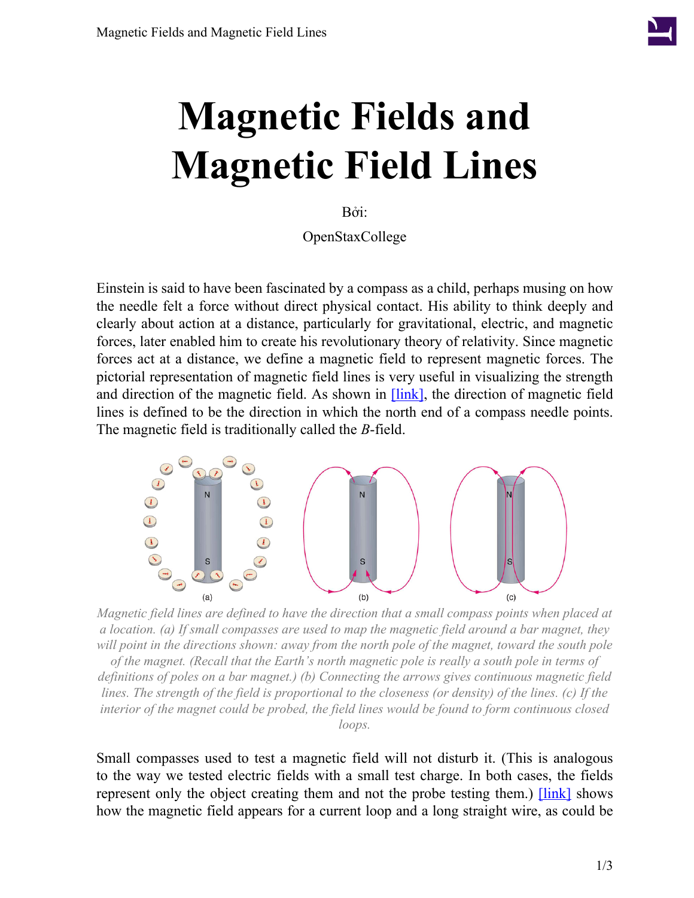# Magnetic Fields and Magnetic Field Lines

Bởi:

OpenStaxCollege

Einstein is said to have been fascinated by a compass as a child, perhaps musing on how the needle felt a force without direct physical contact. His ability to think deeply and clearly about action at a distance, particularly for gravitational, electric, and magnetic forces, later enabled him to create his revolutionary theory of relativity. Since magnetic forces act at a distance, we define a magnetic field to represent magnetic forces. The pictorial representation of magnetic field lines is very useful in visualizing the strength and direction of the magnetic field. As shown in [link], the direction of magnetic field lines is defined to be the direction in which the north end of a compass needle points. The magnetic field is traditionally called the *B*-field.

N
S
(a)
N
S
(b)
N
S
(c)

*Magnetic field lines are defined to have the direction that a small compass points when placed at a location. (a) If small compasses are used to map the magnetic field around a bar magnet, they will point in the directions shown: away from the north pole of the magnet, toward the south pole of the magnet. (Recall that the Earth's north magnetic pole is really a south pole in terms of definitions of poles on a bar magnet.) (b) Connecting the arrows gives continuous magnetic field lines. The strength of the field is proportional to the closeness (or density) of the lines. (c) If the interior of the magnet could be probed, the field lines would be found to form continuous closed loops.*

Small compasses used to test a magnetic field will not disturb it. (This is analogous to the way we tested electric fields with a small test charge. In both cases, the fields represent only the object creating them and not the probe testing them.) [link] shows how the magnetic field appears for a current loop and a long straight wire, as could be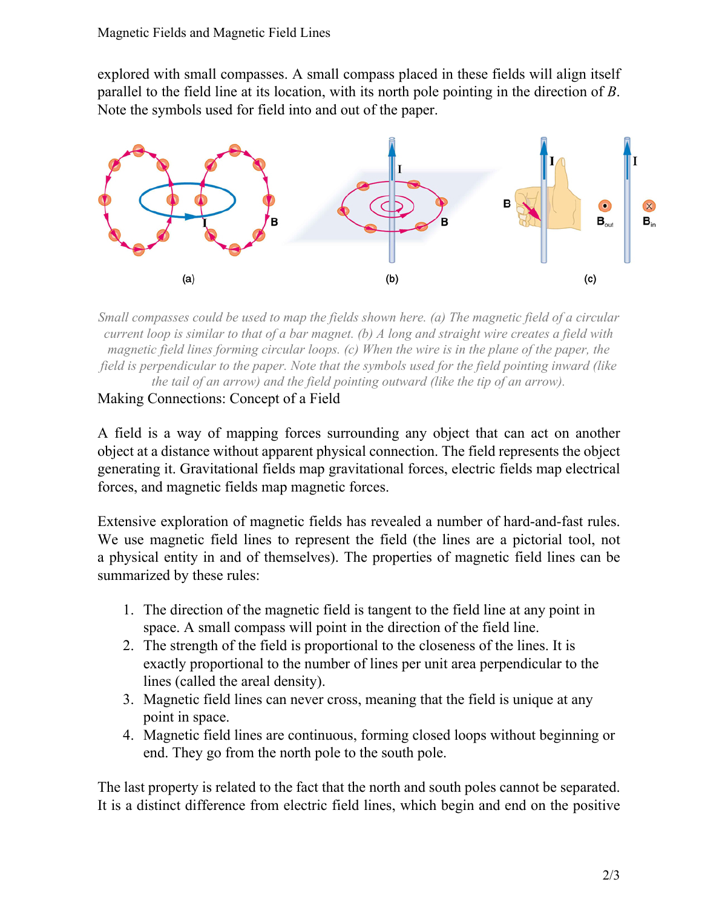explored with small compasses. A small compass placed in these fields will align itself parallel to the field line at its location, with its north pole pointing in the direction of *B*. Note the symbols used for field into and out of the paper.

*Small compasses could be used to map the fields shown here. (a) The magnetic field of a circular current loop is similar to that of a bar magnet. (b) A long and straight wire creates a field with magnetic field lines forming circular loops. (c) When the wire is in the plane of the paper, the field is perpendicular to the paper. Note that the symbols used for the field pointing inward (like the tail of an arrow) and the field pointing outward (like the tip of an arrow).*

## Making Connections: Concept of a Field

A field is a way of mapping forces surrounding any object that can act on another object at a distance without apparent physical connection. The field represents the object generating it. Gravitational fields map gravitational forces, electric fields map electrical forces, and magnetic fields map magnetic forces.

Extensive exploration of magnetic fields has revealed a number of hard-and-fast rules. We use magnetic field lines to represent the field (the lines are a pictorial tool, not a physical entity in and of themselves). The properties of magnetic field lines can be summarized by these rules:

1. The direction of the magnetic field is tangent to the field line at any point in space. A small compass will point in the direction of the field line.
2. The strength of the field is proportional to the closeness of the lines. It is exactly proportional to the number of lines per unit area perpendicular to the lines (called the areal density).
3. Magnetic field lines can never cross, meaning that the field is unique at any point in space.
4. Magnetic field lines are continuous, forming closed loops without beginning or end. They go from the north pole to the south pole.

The last property is related to the fact that the north and south poles cannot be separated. It is a distinct difference from electric field lines, which begin and end on the positive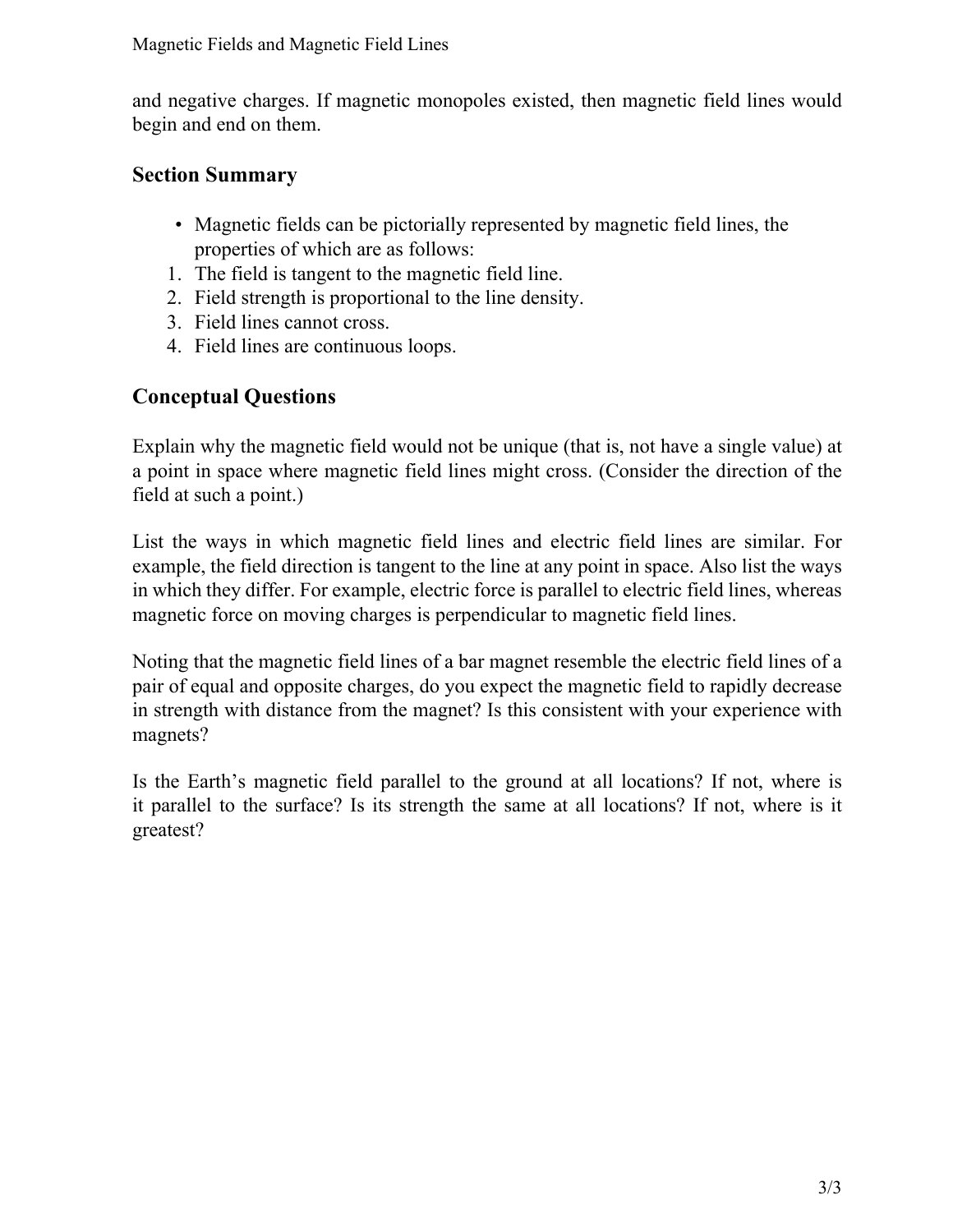and negative charges. If magnetic monopoles existed, then magnetic field lines would begin and end on them.

## Section Summary

- Magnetic fields can be pictorially represented by magnetic field lines, the properties of which are as follows:

1. The field is tangent to the magnetic field line.
2. Field strength is proportional to the line density.
3. Field lines cannot cross.
4. Field lines are continuous loops.

## Conceptual Questions

Explain why the magnetic field would not be unique (that is, not have a single value) at a point in space where magnetic field lines might cross. (Consider the direction of the field at such a point.)

List the ways in which magnetic field lines and electric field lines are similar. For example, the field direction is tangent to the line at any point in space. Also list the ways in which they differ. For example, electric force is parallel to electric field lines, whereas magnetic force on moving charges is perpendicular to magnetic field lines.

Noting that the magnetic field lines of a bar magnet resemble the electric field lines of a pair of equal and opposite charges, do you expect the magnetic field to rapidly decrease in strength with distance from the magnet? Is this consistent with your experience with magnets?

Is the Earth's magnetic field parallel to the ground at all locations? If not, where is it parallel to the surface? Is its strength the same at all locations? If not, where is it greatest?